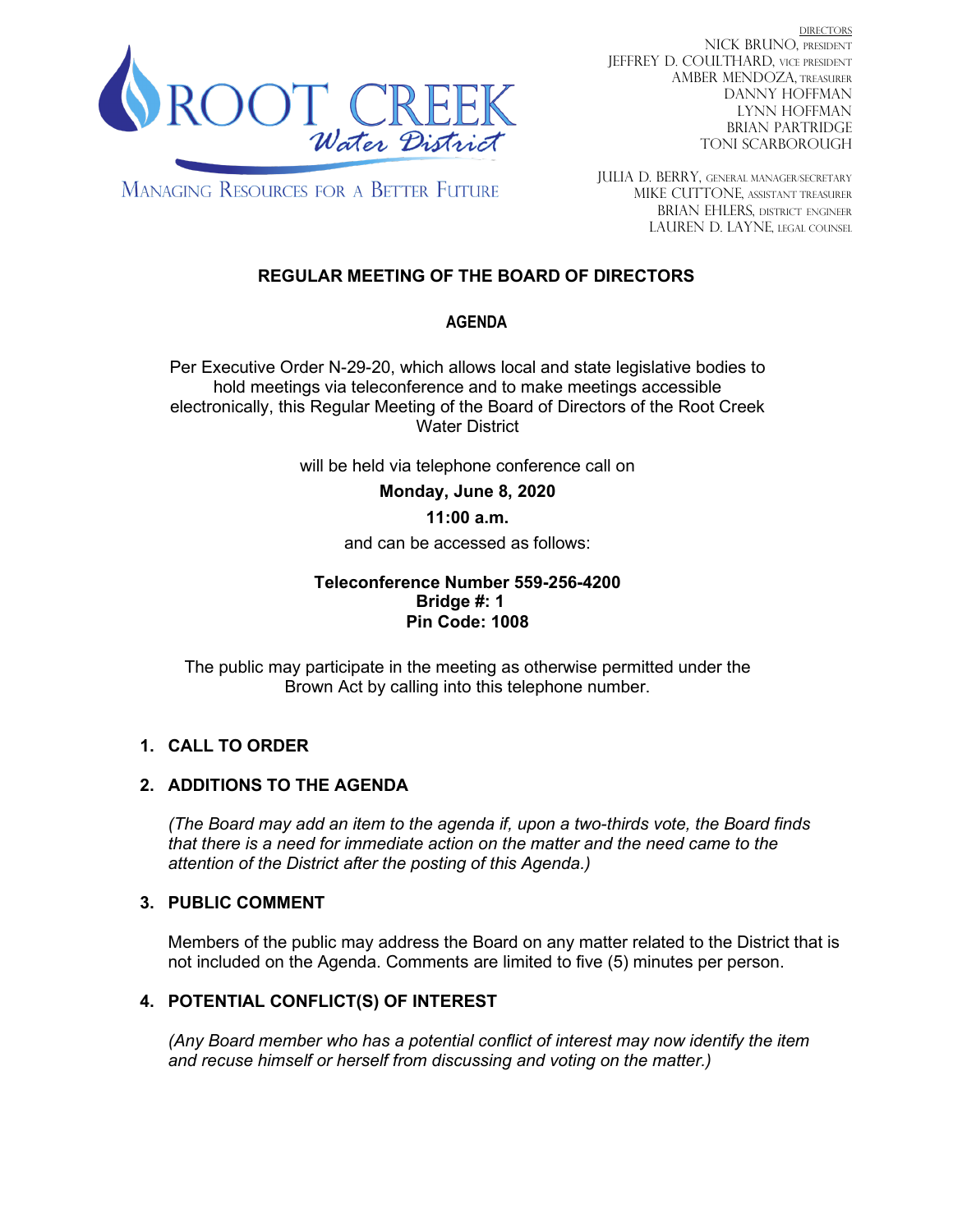ROOT CREEK *Water District*

MANAGING RESOURCES FOR A BETTER FUTURE

DIRECTORS
NICK BRUNO, PRESIDENT
JEFFREY D. COULTHARD, VICE PRESIDENT
AMBER MENDOZA, TREASURER
DANNY HOFFMAN
LYNN HOFFMAN
BRIAN PARTRIDGE
TONI SCARBOROUGH

JULIA D. BERRY, GENERAL MANAGER/SECRETARY
MIKE CUTTONE, ASSISTANT TREASURER
BRIAN EHLERS, DISTRICT ENGINEER
LAUREN D. LAYNE, LEGAL COUNSEL

# REGULAR MEETING OF THE BOARD OF DIRECTORS

## AGENDA

Per Executive Order N-29-20, which allows local and state legislative bodies to hold meetings via teleconference and to make meetings accessible electronically, this Regular Meeting of the Board of Directors of the Root Creek Water District

will be held via telephone conference call on

**Monday, June 8, 2020**

**11:00 a.m.**

and can be accessed as follows:

**Teleconference Number 559-256-4200**
**Bridge #: 1**
**Pin Code: 1008**

The public may participate in the meeting as otherwise permitted under the Brown Act by calling into this telephone number.

1. **CALL TO ORDER**

2. **ADDITIONS TO THE AGENDA**

   *(The Board may add an item to the agenda if, upon a two-thirds vote, the Board finds that there is a need for immediate action on the matter and the need came to the attention of the District after the posting of this Agenda.)*

3. **PUBLIC COMMENT**

   Members of the public may address the Board on any matter related to the District that is not included on the Agenda. Comments are limited to five (5) minutes per person.

4. **POTENTIAL CONFLICT(S) OF INTEREST**

   *(Any Board member who has a potential conflict of interest may now identify the item and recuse himself or herself from discussing and voting on the matter.)*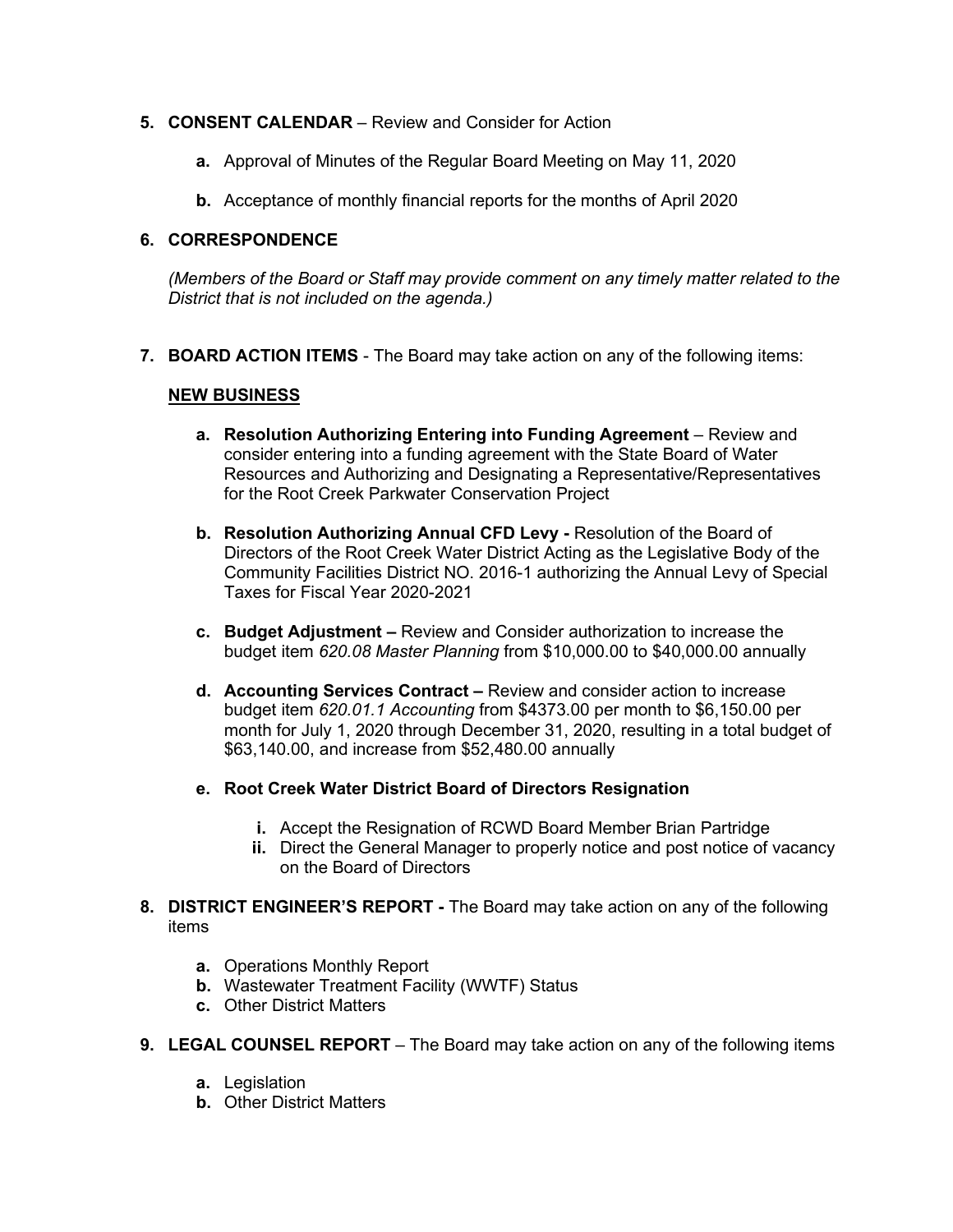5. **CONSENT CALENDAR** – Review and Consider for Action

   a. Approval of Minutes of the Regular Board Meeting on May 11, 2020

   b. Acceptance of monthly financial reports for the months of April 2020

6. **CORRESPONDENCE**

   *(Members of the Board or Staff may provide comment on any timely matter related to the District that is not included on the agenda.)*

7. **BOARD ACTION ITEMS** - The Board may take action on any of the following items:

   **NEW BUSINESS**

   a. **Resolution Authorizing Entering into Funding Agreement** – Review and consider entering into a funding agreement with the State Board of Water Resources and Authorizing and Designating a Representative/Representatives for the Root Creek Parkwater Conservation Project

   b. **Resolution Authorizing Annual CFD Levy -** Resolution of the Board of Directors of the Root Creek Water District Acting as the Legislative Body of the Community Facilities District NO. 2016-1 authorizing the Annual Levy of Special Taxes for Fiscal Year 2020-2021

   c. **Budget Adjustment –** Review and Consider authorization to increase the budget item *620.08 Master Planning* from $10,000.00 to $40,000.00 annually

   d. **Accounting Services Contract –** Review and consider action to increase budget item *620.01.1 Accounting* from $4373.00 per month to $6,150.00 per month for July 1, 2020 through December 31, 2020, resulting in a total budget of $63,140.00, and increase from $52,480.00 annually

   e. **Root Creek Water District Board of Directors Resignation**

      i. Accept the Resignation of RCWD Board Member Brian Partridge

      ii. Direct the General Manager to properly notice and post notice of vacancy on the Board of Directors

8. **DISTRICT ENGINEER'S REPORT -** The Board may take action on any of the following items

   a. Operations Monthly Report
   b. Wastewater Treatment Facility (WWTF) Status
   c. Other District Matters

9. **LEGAL COUNSEL REPORT** – The Board may take action on any of the following items

   a. Legislation
   b. Other District Matters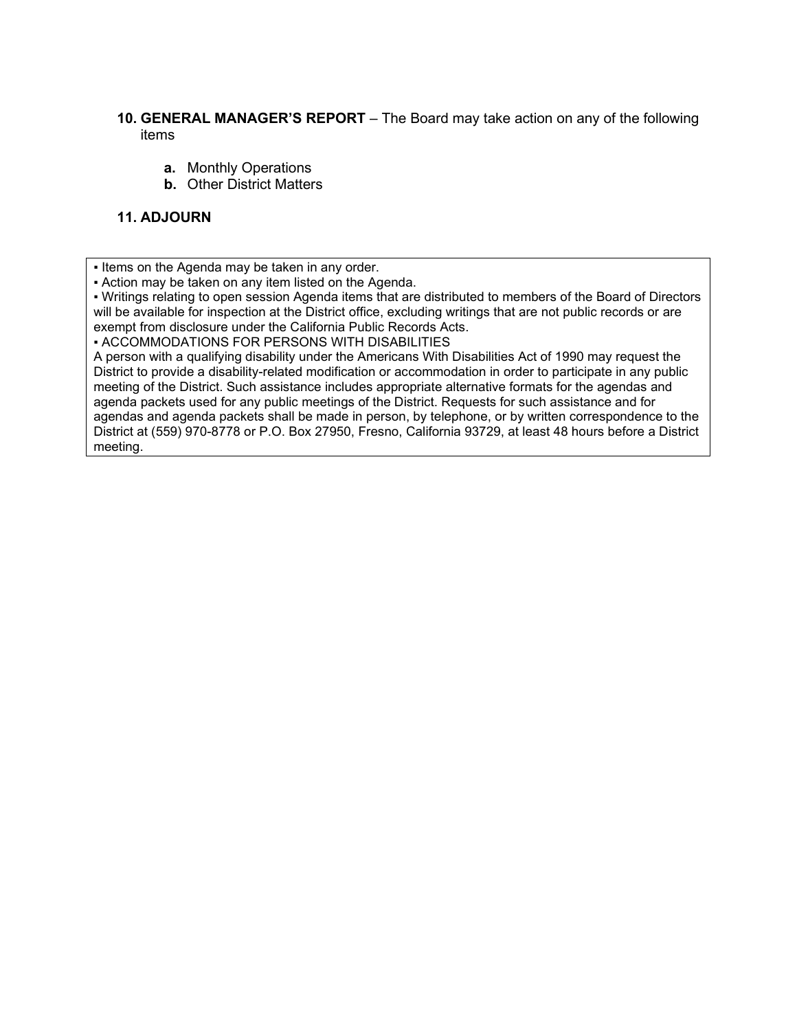10. **GENERAL MANAGER'S REPORT** – The Board may take action on any of the following items

    **a.** Monthly Operations
    **b.** Other District Matters

11. **ADJOURN**

▪ Items on the Agenda may be taken in any order.
▪ Action may be taken on any item listed on the Agenda.
▪ Writings relating to open session Agenda items that are distributed to members of the Board of Directors will be available for inspection at the District office, excluding writings that are not public records or are exempt from disclosure under the California Public Records Acts.
▪ ACCOMMODATIONS FOR PERSONS WITH DISABILITIES
A person with a qualifying disability under the Americans With Disabilities Act of 1990 may request the District to provide a disability-related modification or accommodation in order to participate in any public meeting of the District. Such assistance includes appropriate alternative formats for the agendas and agenda packets used for any public meetings of the District. Requests for such assistance and for agendas and agenda packets shall be made in person, by telephone, or by written correspondence to the District at (559) 970-8778 or P.O. Box 27950, Fresno, California 93729, at least 48 hours before a District meeting.